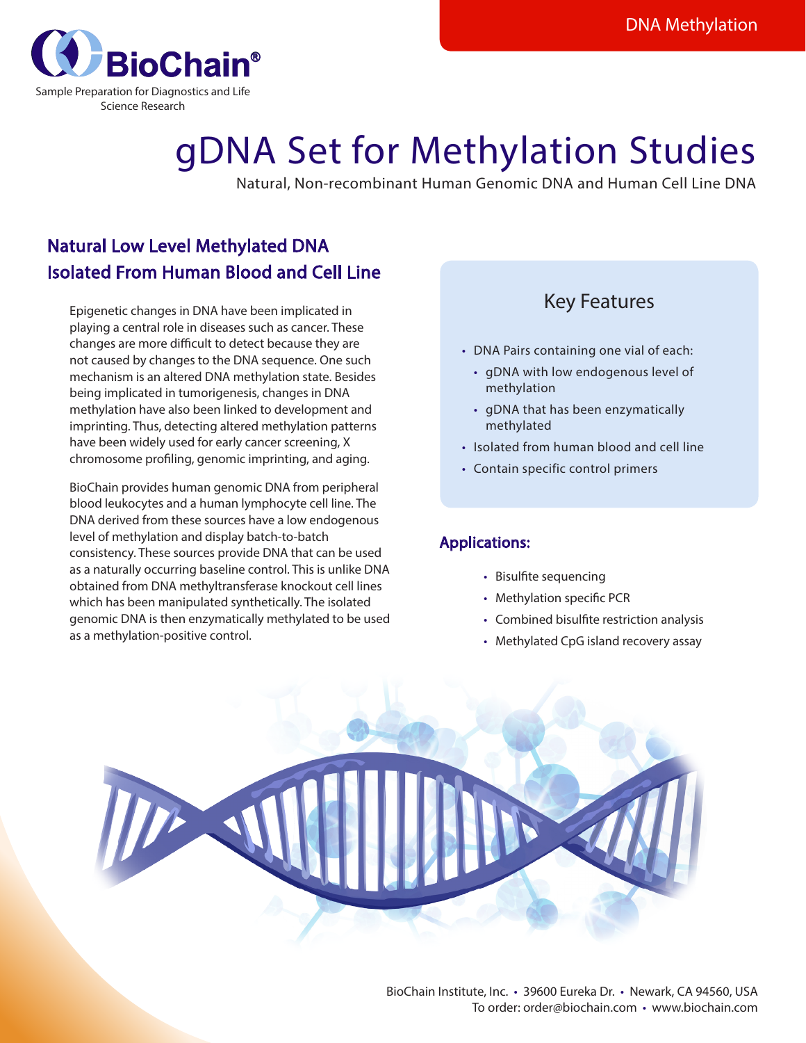DNA Methylation

BioChain®
Sample Preparation for Diagnostics and Life Science Research

# gDNA Set for Methylation Studies

Natural, Non-recombinant Human Genomic DNA and Human Cell Line DNA

## Natural Low Level Methylated DNA Isolated From Human Blood and Cell Line

Epigenetic changes in DNA have been implicated in playing a central role in diseases such as cancer. These changes are more difficult to detect because they are not caused by changes to the DNA sequence. One such mechanism is an altered DNA methylation state. Besides being implicated in tumorigenesis, changes in DNA methylation have also been linked to development and imprinting. Thus, detecting altered methylation patterns have been widely used for early cancer screening, X chromosome profiling, genomic imprinting, and aging.

BioChain provides human genomic DNA from peripheral blood leukocytes and a human lymphocyte cell line. The DNA derived from these sources have a low endogenous level of methylation and display batch-to-batch consistency. These sources provide DNA that can be used as a naturally occurring baseline control. This is unlike DNA obtained from DNA methyltransferase knockout cell lines which has been manipulated synthetically. The isolated genomic DNA is then enzymatically methylated to be used as a methylation-positive control.

### Key Features

- DNA Pairs containing one vial of each:
  - gDNA with low endogenous level of methylation
  - gDNA that has been enzymatically methylated
- Isolated from human blood and cell line
- Contain specific control primers

### Applications:

- Bisulfite sequencing
- Methylation specific PCR
- Combined bisulfite restriction analysis
- Methylated CpG island recovery assay

BioChain Institute, Inc. • 39600 Eureka Dr. • Newark, CA 94560, USA
To order: order@biochain.com • www.biochain.com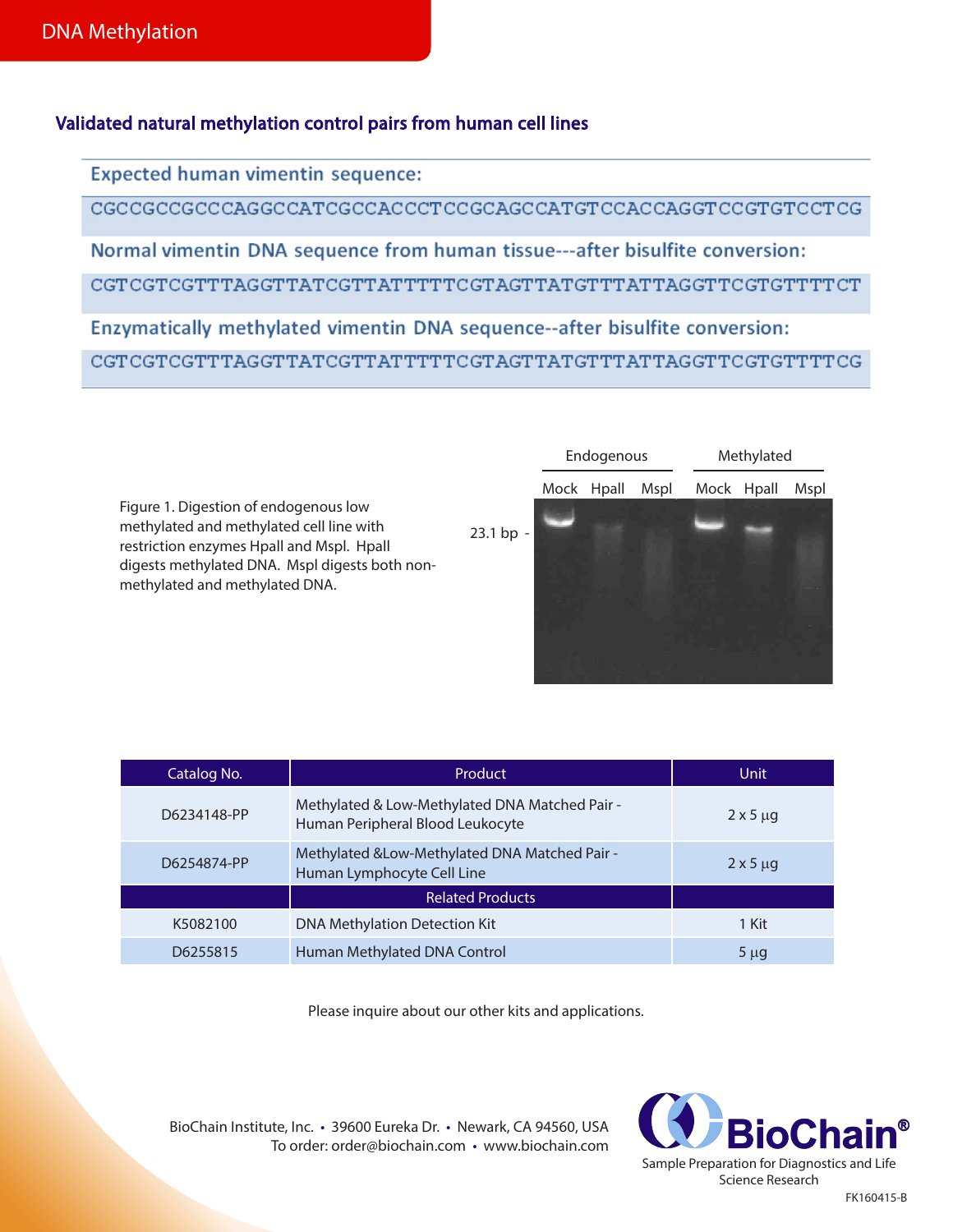## Validated natural methylation control pairs from human cell lines

**Expected human vimentin sequence:**

CGCCGCCGCCCAGGCCATCGCCACCCTCCGCAGCCATGTCCACCAGGTCCGTGTCCTCG

**Normal vimentin DNA sequence from human tissue---after bisulfite conversion:**

CGTCGTCGTTTAGGTTATCGTTATTTTTCGTAGTTATGTTTATTAGGTTCGTGTTTTCT

**Enzymatically methylated vimentin DNA sequence--after bisulfite conversion:**

CGTCGTCGTTTAGGTTATCGTTATTTTTCGTAGTTATGTTTATTAGGTTCGTGTTTTCG

Figure 1. Digestion of endogenous low methylated and methylated cell line with restriction enzymes HpaII and MspI. HpaII digests methylated DNA. MspI digests both non-methylated and methylated DNA.

Endogenous
Methylated
Mock HpaII MspI Mock HpaII MspI
23.1 bp -

| Catalog No. | Product | Unit |
|---|---|---|
| D6234148-PP | Methylated & Low-Methylated DNA Matched Pair - Human Peripheral Blood Leukocyte | 2 x 5 µg |
| D6254874-PP | Methylated &Low-Methylated DNA Matched Pair - Human Lymphocyte Cell Line | 2 x 5 µg |
| | Related Products | |
| K5082100 | DNA Methylation Detection Kit | 1 Kit |
| D6255815 | Human Methylated DNA Control | 5 µg |

Please inquire about our other kits and applications.

BioChain Institute, Inc. • 39600 Eureka Dr. • Newark, CA 94560, USA
To order: order@biochain.com • www.biochain.com

BioChain®
Sample Preparation for Diagnostics and Life Science Research

FK160415-B